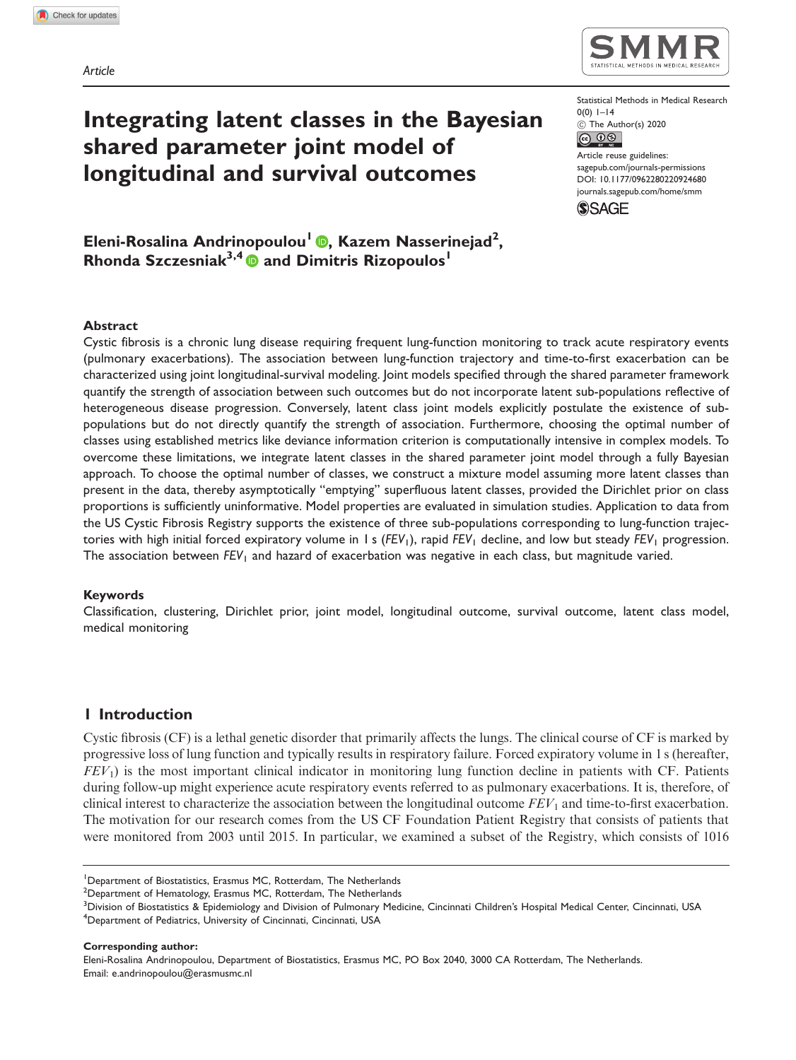Article

# Integrating latent classes in the Bayesian shared parameter joint model of longitudinal and survival outcomes

Statistical Methods in Medical Research
0(0) 1–14
© The Author(s) 2020
Article reuse guidelines: sagepub.com/journals-permissions
DOI: 10.1177/0962280220924680
journals.sagepub.com/home/smm

**Eleni-Rosalina Andrinopoulou[1], Kazem Nasserinejad[2], Rhonda Szczesniak[3,4] and Dimitris Rizopoulos[1]**

## Abstract

Cystic fibrosis is a chronic lung disease requiring frequent lung-function monitoring to track acute respiratory events (pulmonary exacerbations). The association between lung-function trajectory and time-to-first exacerbation can be characterized using joint longitudinal-survival modeling. Joint models specified through the shared parameter framework quantify the strength of association between such outcomes but do not incorporate latent sub-populations reflective of heterogeneous disease progression. Conversely, latent class joint models explicitly postulate the existence of sub-populations but do not directly quantify the strength of association. Furthermore, choosing the optimal number of classes using established metrics like deviance information criterion is computationally intensive in complex models. To overcome these limitations, we integrate latent classes in the shared parameter joint model through a fully Bayesian approach. To choose the optimal number of classes, we construct a mixture model assuming more latent classes than present in the data, thereby asymptotically "emptying" superfluous latent classes, provided the Dirichlet prior on class proportions is sufficiently uninformative. Model properties are evaluated in simulation studies. Application to data from the US Cystic Fibrosis Registry supports the existence of three sub-populations corresponding to lung-function trajectories with high initial forced expiratory volume in 1 s ($FEV_1$), rapid $FEV_1$ decline, and low but steady $FEV_1$ progression. The association between $FEV_1$ and hazard of exacerbation was negative in each class, but magnitude varied.

## Keywords

Classification, clustering, Dirichlet prior, joint model, longitudinal outcome, survival outcome, latent class model, medical monitoring

## 1 Introduction

Cystic fibrosis (CF) is a lethal genetic disorder that primarily affects the lungs. The clinical course of CF is marked by progressive loss of lung function and typically results in respiratory failure. Forced expiratory volume in 1 s (hereafter, $FEV_1$) is the most important clinical indicator in monitoring lung function decline in patients with CF. Patients during follow-up might experience acute respiratory events referred to as pulmonary exacerbations. It is, therefore, of clinical interest to characterize the association between the longitudinal outcome $FEV_1$ and time-to-first exacerbation. The motivation for our research comes from the US CF Foundation Patient Registry that consists of patients that were monitored from 2003 until 2015. In particular, we examined a subset of the Registry, which consists of 1016

[1]Department of Biostatistics, Erasmus MC, Rotterdam, The Netherlands
[2]Department of Hematology, Erasmus MC, Rotterdam, The Netherlands
[3]Division of Biostatistics & Epidemiology and Division of Pulmonary Medicine, Cincinnati Children's Hospital Medical Center, Cincinnati, USA
[4]Department of Pediatrics, University of Cincinnati, Cincinnati, USA

**Corresponding author:**
Eleni-Rosalina Andrinopoulou, Department of Biostatistics, Erasmus MC, PO Box 2040, 3000 CA Rotterdam, The Netherlands.
Email: e.andrinopoulou@erasmusmc.nl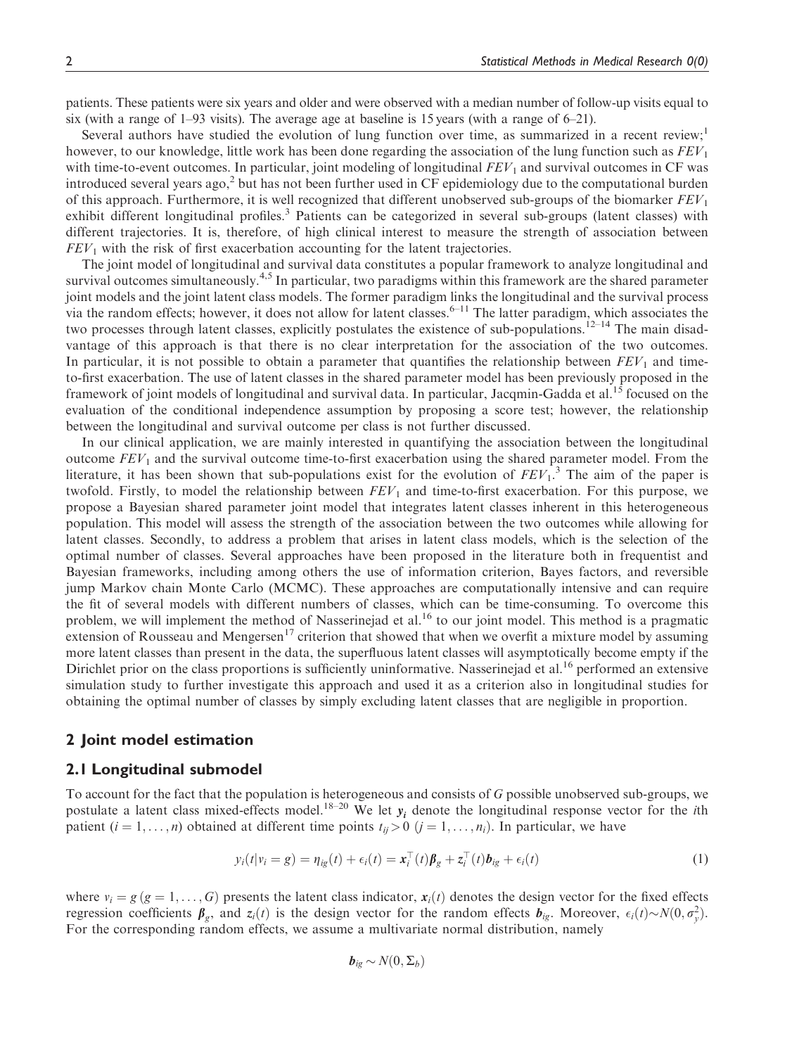patients. These patients were six years and older and were observed with a median number of follow-up visits equal to six (with a range of 1–93 visits). The average age at baseline is 15 years (with a range of 6–21).

Several authors have studied the evolution of lung function over time, as summarized in a recent review;[1] however, to our knowledge, little work has been done regarding the association of the lung function such as $FEV_1$ with time-to-event outcomes. In particular, joint modeling of longitudinal $FEV_1$ and survival outcomes in CF was introduced several years ago,[2] but has not been further used in CF epidemiology due to the computational burden of this approach. Furthermore, it is well recognized that different unobserved sub-groups of the biomarker $FEV_1$ exhibit different longitudinal profiles.[3] Patients can be categorized in several sub-groups (latent classes) with different trajectories. It is, therefore, of high clinical interest to measure the strength of association between $FEV_1$ with the risk of first exacerbation accounting for the latent trajectories.

The joint model of longitudinal and survival data constitutes a popular framework to analyze longitudinal and survival outcomes simultaneously.[4,5] In particular, two paradigms within this framework are the shared parameter joint models and the joint latent class models. The former paradigm links the longitudinal and the survival process via the random effects; however, it does not allow for latent classes.[6–11] The latter paradigm, which associates the two processes through latent classes, explicitly postulates the existence of sub-populations.[12–14] The main disadvantage of this approach is that there is no clear interpretation for the association of the two outcomes. In particular, it is not possible to obtain a parameter that quantifies the relationship between $FEV_1$ and time-to-first exacerbation. The use of latent classes in the shared parameter model has been previously proposed in the framework of joint models of longitudinal and survival data. In particular, Jacqmin-Gadda et al.[15] focused on the evaluation of the conditional independence assumption by proposing a score test; however, the relationship between the longitudinal and survival outcome per class is not further discussed.

In our clinical application, we are mainly interested in quantifying the association between the longitudinal outcome $FEV_1$ and the survival outcome time-to-first exacerbation using the shared parameter model. From the literature, it has been shown that sub-populations exist for the evolution of $FEV_1$.[3] The aim of the paper is twofold. Firstly, to model the relationship between $FEV_1$ and time-to-first exacerbation. For this purpose, we propose a Bayesian shared parameter joint model that integrates latent classes inherent in this heterogeneous population. This model will assess the strength of the association between the two outcomes while allowing for latent classes. Secondly, to address a problem that arises in latent class models, which is the selection of the optimal number of classes. Several approaches have been proposed in the literature both in frequentist and Bayesian frameworks, including among others the use of information criterion, Bayes factors, and reversible jump Markov chain Monte Carlo (MCMC). These approaches are computationally intensive and can require the fit of several models with different numbers of classes, which can be time-consuming. To overcome this problem, we will implement the method of Nasserinejad et al.[16] to our joint model. This method is a pragmatic extension of Rousseau and Mengersen[17] criterion that showed that when we overfit a mixture model by assuming more latent classes than present in the data, the superfluous latent classes will asymptotically become empty if the Dirichlet prior on the class proportions is sufficiently uninformative. Nasserinejad et al.[16] performed an extensive simulation study to further investigate this approach and used it as a criterion also in longitudinal studies for obtaining the optimal number of classes by simply excluding latent classes that are negligible in proportion.

## 2 Joint model estimation

### 2.1 Longitudinal submodel

To account for the fact that the population is heterogeneous and consists of $G$ possible unobserved sub-groups, we postulate a latent class mixed-effects model.[18–20] We let $\boldsymbol{y}_i$ denote the longitudinal response vector for the $i$th patient ($i = 1, \ldots, n$) obtained at different time points $t_{ij} > 0$ ($j = 1, \ldots, n_i$). In particular, we have

$$y_i(t|v_i = g) = \eta_{ig}(t) + \epsilon_i(t) = \boldsymbol{x}_i^\top(t)\boldsymbol{\beta}_g + \boldsymbol{z}_i^\top(t)\boldsymbol{b}_{ig} + \epsilon_i(t) \tag{1}$$

where $v_i = g$ ($g = 1, \ldots, G$) presents the latent class indicator, $\boldsymbol{x}_i(t)$ denotes the design vector for the fixed effects regression coefficients $\boldsymbol{\beta}_g$, and $\boldsymbol{z}_i(t)$ is the design vector for the random effects $\boldsymbol{b}_{ig}$. Moreover, $\epsilon_i(t) \sim N(0, \sigma_y^2)$. For the corresponding random effects, we assume a multivariate normal distribution, namely

$$\boldsymbol{b}_{ig} \sim N(0, \Sigma_b)$$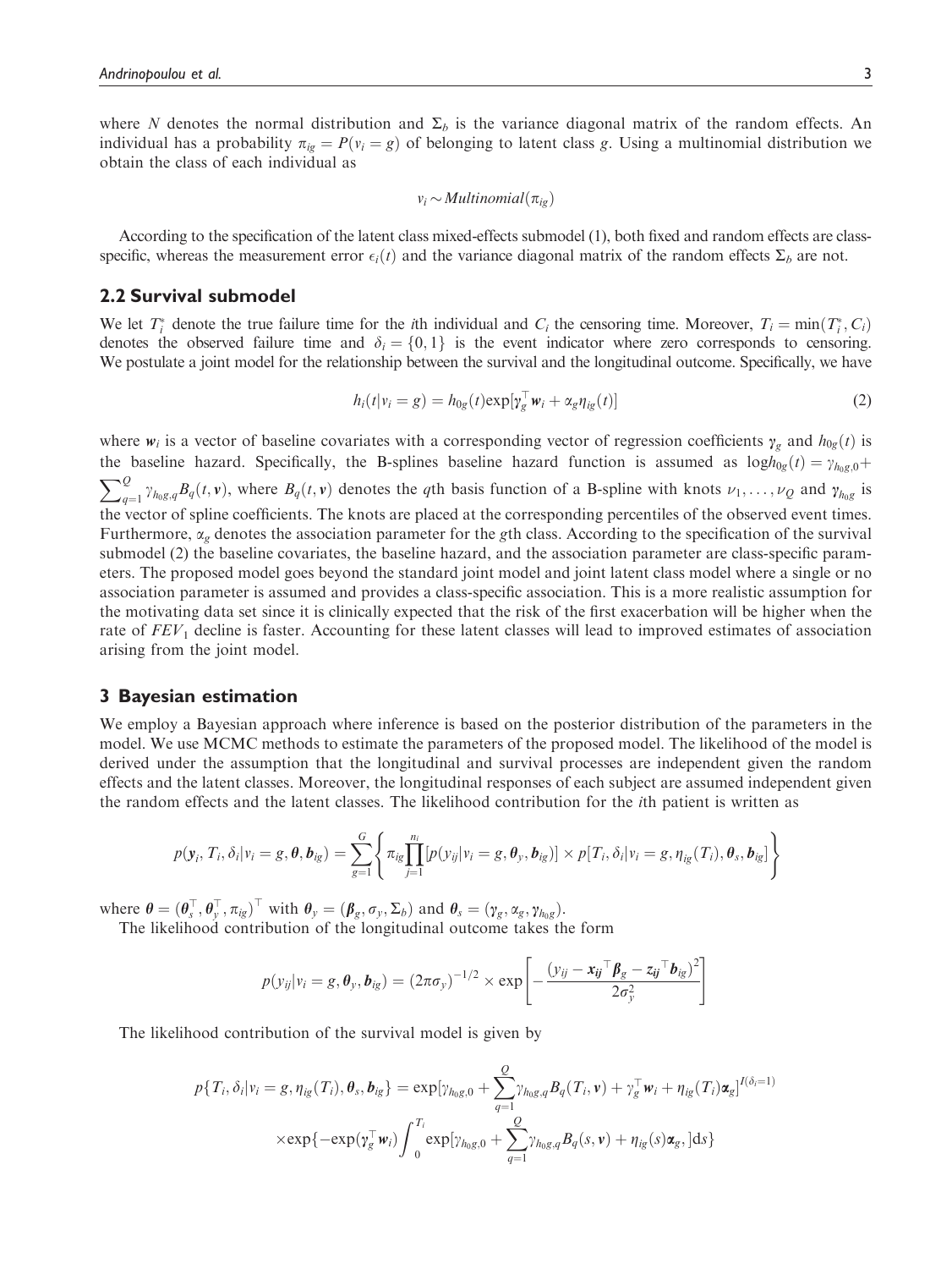where $N$ denotes the normal distribution and $\Sigma_b$ is the variance diagonal matrix of the random effects. An individual has a probability $\pi_{ig} = P(v_i = g)$ of belonging to latent class $g$. Using a multinomial distribution we obtain the class of each individual as

$$v_i \sim Multinomial(\pi_{ig})$$

According to the specification of the latent class mixed-effects submodel (1), both fixed and random effects are class-specific, whereas the measurement error $\epsilon_i(t)$ and the variance diagonal matrix of the random effects $\Sigma_b$ are not.

## 2.2 Survival submodel

We let $T_i^*$ denote the true failure time for the $i$th individual and $C_i$ the censoring time. Moreover, $T_i = \min(T_i^*, C_i)$ denotes the observed failure time and $\delta_i = \{0, 1\}$ is the event indicator where zero corresponds to censoring. We postulate a joint model for the relationship between the survival and the longitudinal outcome. Specifically, we have

$$h_i(t|v_i = g) = h_{0g}(t)\exp[\boldsymbol{\gamma}_g^\top \boldsymbol{w}_i + \alpha_g \eta_{ig}(t)] \tag{2}$$

where $\boldsymbol{w}_i$ is a vector of baseline covariates with a corresponding vector of regression coefficients $\boldsymbol{\gamma}_g$ and $h_{0g}(t)$ is the baseline hazard. Specifically, the B-splines baseline hazard function is assumed as $\log h_{0g}(t) = \gamma_{h_0 g,0} + \sum_{q=1}^{Q} \gamma_{h_0 g,q} B_q(t, \boldsymbol{v})$, where $B_q(t, \boldsymbol{v})$ denotes the $q$th basis function of a B-spline with knots $\nu_1, \ldots, \nu_Q$ and $\boldsymbol{\gamma}_{h_0 g}$ is the vector of spline coefficients. The knots are placed at the corresponding percentiles of the observed event times. Furthermore, $\alpha_g$ denotes the association parameter for the $g$th class. According to the specification of the survival submodel (2) the baseline covariates, the baseline hazard, and the association parameter are class-specific parameters. The proposed model goes beyond the standard joint model and joint latent class model where a single or no association parameter is assumed and provides a class-specific association. This is a more realistic assumption for the motivating data set since it is clinically expected that the risk of the first exacerbation will be higher when the rate of $FEV_1$ decline is faster. Accounting for these latent classes will lead to improved estimates of association arising from the joint model.

# 3 Bayesian estimation

We employ a Bayesian approach where inference is based on the posterior distribution of the parameters in the model. We use MCMC methods to estimate the parameters of the proposed model. The likelihood of the model is derived under the assumption that the longitudinal and survival processes are independent given the random effects and the latent classes. Moreover, the longitudinal responses of each subject are assumed independent given the random effects and the latent classes. The likelihood contribution for the $i$th patient is written as

$$p(\boldsymbol{y}_i, T_i, \delta_i | v_i = g, \boldsymbol{\theta}, \boldsymbol{b}_{ig}) = \sum_{g=1}^{G} \left\{ \pi_{ig} \prod_{j=1}^{n_i} [p(y_{ij}|v_i = g, \boldsymbol{\theta}_y, \boldsymbol{b}_{ig})] \times p[T_i, \delta_i | v_i = g, \eta_{ig}(T_i), \boldsymbol{\theta}_s, \boldsymbol{b}_{ig}] \right\}$$

where $\boldsymbol{\theta} = (\boldsymbol{\theta}_s^\top, \boldsymbol{\theta}_y^\top, \pi_{ig})^\top$ with $\boldsymbol{\theta}_y = (\boldsymbol{\beta}_g, \sigma_y, \Sigma_b)$ and $\boldsymbol{\theta}_s = (\boldsymbol{\gamma}_g, \alpha_g, \boldsymbol{\gamma}_{h_0 g})$.

The likelihood contribution of the longitudinal outcome takes the form

$$p(y_{ij}|v_i = g, \boldsymbol{\theta}_y, \boldsymbol{b}_{ig}) = (2\pi\sigma_y)^{-1/2} \times \exp\left[ -\frac{(y_{ij} - \boldsymbol{x_{ij}}^\top \boldsymbol{\beta}_g - \boldsymbol{z_{ij}}^\top \boldsymbol{b}_{ig})^2}{2\sigma_y^2} \right]$$

The likelihood contribution of the survival model is given by

$$p\{T_i, \delta_i | v_i = g, \eta_{ig}(T_i), \boldsymbol{\theta}_s, \boldsymbol{b}_{ig}\} = \exp[\gamma_{h_0 g,0} + \sum_{q=1}^{Q} \gamma_{h_0 g,q} B_q(T_i, \boldsymbol{v}) + \gamma_g^\top \boldsymbol{w}_i + \eta_{ig}(T_i)\boldsymbol{\alpha}_g]^{I(\delta_i = 1)}$$
$$\times \exp\{-\exp(\boldsymbol{\gamma}_g^\top \boldsymbol{w}_i) \int_0^{T_i} \exp[\gamma_{h_0 g,0} + \sum_{q=1}^{Q} \gamma_{h_0 g,q} B_q(s, \boldsymbol{v}) + \eta_{ig}(s)\boldsymbol{\alpha}_g,] \mathrm{d}s\}$$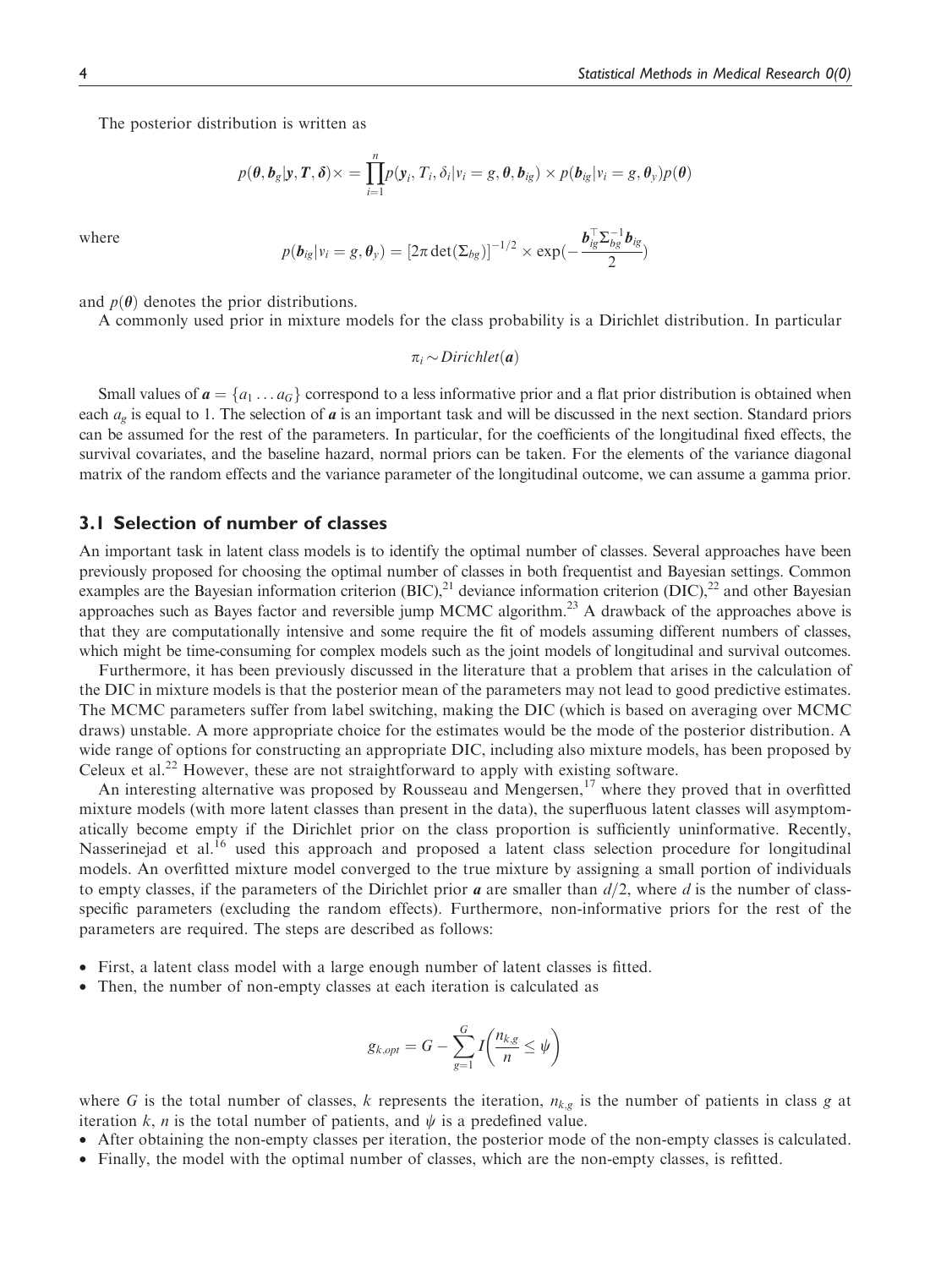The posterior distribution is written as

$$p(\boldsymbol{\theta}, \boldsymbol{b}_g | \boldsymbol{y}, \boldsymbol{T}, \boldsymbol{\delta}) \times = \prod_{i=1}^{n} p(\boldsymbol{y}_i, T_i, \delta_i | v_i = g, \boldsymbol{\theta}, \boldsymbol{b}_{ig}) \times p(\boldsymbol{b}_{ig} | v_i = g, \boldsymbol{\theta}_y) p(\boldsymbol{\theta})$$

where

$$p(\boldsymbol{b}_{ig} | v_i = g, \boldsymbol{\theta}_y) = [2\pi \det(\Sigma_{bg})]^{-1/2} \times \exp(-\frac{\boldsymbol{b}_{ig}^{\top} \boldsymbol{\Sigma}_{bg}^{-1} \boldsymbol{b}_{ig}}{2})$$

and $p(\boldsymbol{\theta})$ denotes the prior distributions.

A commonly used prior in mixture models for the class probability is a Dirichlet distribution. In particular

$$\pi_i \sim Dirichlet(\boldsymbol{a})$$

Small values of $\boldsymbol{a} = \{a_1 \ldots a_G\}$ correspond to a less informative prior and a flat prior distribution is obtained when each $a_g$ is equal to 1. The selection of $\boldsymbol{a}$ is an important task and will be discussed in the next section. Standard priors can be assumed for the rest of the parameters. In particular, for the coefficients of the longitudinal fixed effects, the survival covariates, and the baseline hazard, normal priors can be taken. For the elements of the variance diagonal matrix of the random effects and the variance parameter of the longitudinal outcome, we can assume a gamma prior.

## 3.1 Selection of number of classes

An important task in latent class models is to identify the optimal number of classes. Several approaches have been previously proposed for choosing the optimal number of classes in both frequentist and Bayesian settings. Common examples are the Bayesian information criterion (BIC),[21] deviance information criterion (DIC),[22] and other Bayesian approaches such as Bayes factor and reversible jump MCMC algorithm.[23] A drawback of the approaches above is that they are computationally intensive and some require the fit of models assuming different numbers of classes, which might be time-consuming for complex models such as the joint models of longitudinal and survival outcomes.

Furthermore, it has been previously discussed in the literature that a problem that arises in the calculation of the DIC in mixture models is that the posterior mean of the parameters may not lead to good predictive estimates. The MCMC parameters suffer from label switching, making the DIC (which is based on averaging over MCMC draws) unstable. A more appropriate choice for the estimates would be the mode of the posterior distribution. A wide range of options for constructing an appropriate DIC, including also mixture models, has been proposed by Celeux et al.[22] However, these are not straightforward to apply with existing software.

An interesting alternative was proposed by Rousseau and Mengersen,[17] where they proved that in overfitted mixture models (with more latent classes than present in the data), the superfluous latent classes will asymptomatically become empty if the Dirichlet prior on the class proportion is sufficiently uninformative. Recently, Nasserinejad et al.[16] used this approach and proposed a latent class selection procedure for longitudinal models. An overfitted mixture model converged to the true mixture by assigning a small portion of individuals to empty classes, if the parameters of the Dirichlet prior $\boldsymbol{a}$ are smaller than $d/2$, where $d$ is the number of class-specific parameters (excluding the random effects). Furthermore, non-informative priors for the rest of the parameters are required. The steps are described as follows:

- First, a latent class model with a large enough number of latent classes is fitted.
- Then, the number of non-empty classes at each iteration is calculated as

$$g_{k,opt} = G - \sum_{g=1}^{G} I\left(\frac{n_{k,g}}{n} \leq \psi\right)$$

where $G$ is the total number of classes, $k$ represents the iteration, $n_{k,g}$ is the number of patients in class $g$ at iteration $k$, $n$ is the total number of patients, and $\psi$ is a predefined value.

- After obtaining the non-empty classes per iteration, the posterior mode of the non-empty classes is calculated.
- Finally, the model with the optimal number of classes, which are the non-empty classes, is refitted.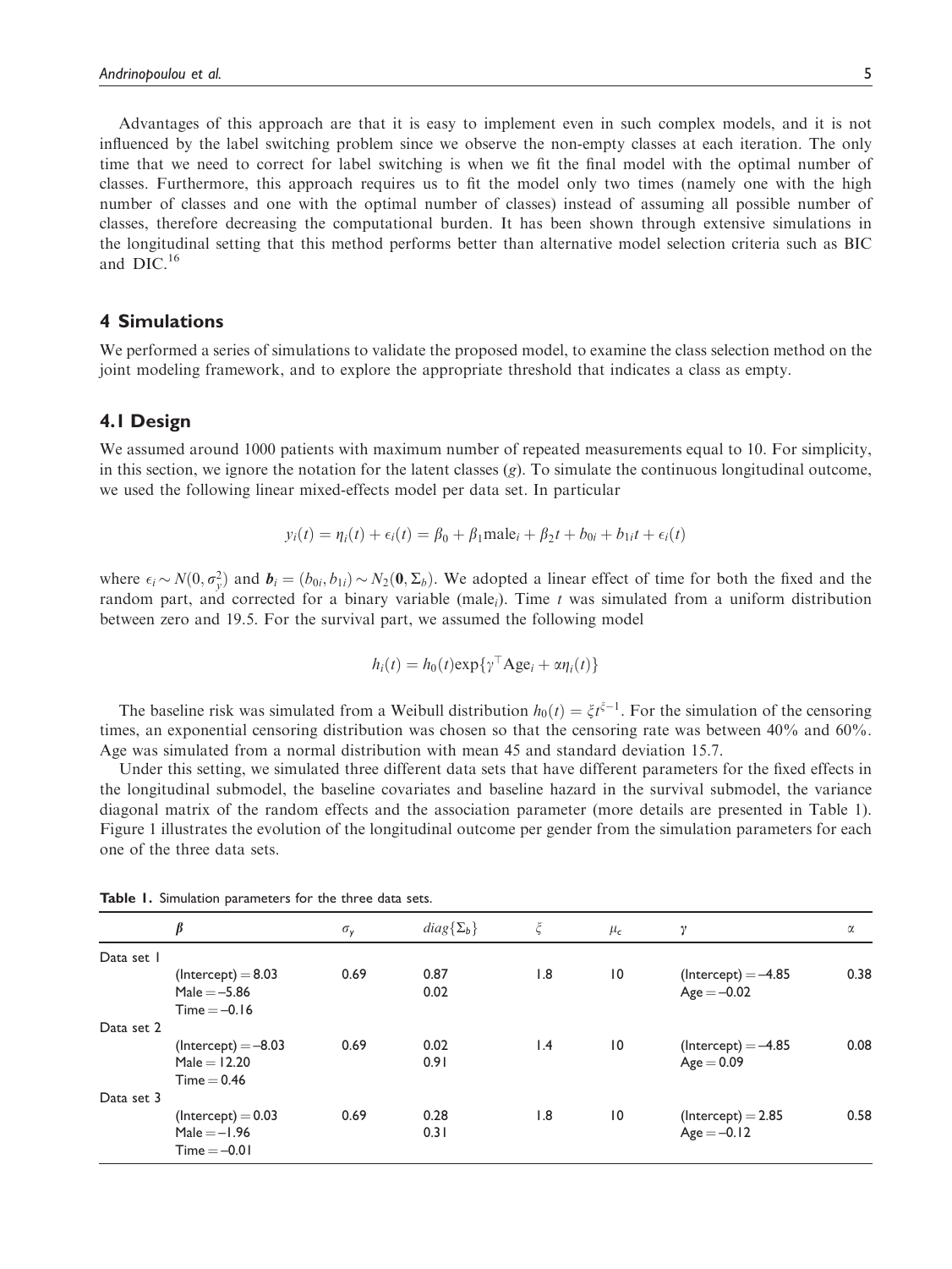Advantages of this approach are that it is easy to implement even in such complex models, and it is not influenced by the label switching problem since we observe the non-empty classes at each iteration. The only time that we need to correct for label switching is when we fit the final model with the optimal number of classes. Furthermore, this approach requires us to fit the model only two times (namely one with the high number of classes and one with the optimal number of classes) instead of assuming all possible number of classes, therefore decreasing the computational burden. It has been shown through extensive simulations in the longitudinal setting that this method performs better than alternative model selection criteria such as BIC and DIC.[16]

## 4 Simulations

We performed a series of simulations to validate the proposed model, to examine the class selection method on the joint modeling framework, and to explore the appropriate threshold that indicates a class as empty.

### 4.1 Design

We assumed around 1000 patients with maximum number of repeated measurements equal to 10. For simplicity, in this section, we ignore the notation for the latent classes ($g$). To simulate the continuous longitudinal outcome, we used the following linear mixed-effects model per data set. In particular

$$y_i(t) = \eta_i(t) + \epsilon_i(t) = \beta_0 + \beta_1 \text{male}_i + \beta_2 t + b_{0i} + b_{1i} t + \epsilon_i(t)$$

where $\epsilon_i \sim N(0, \sigma_y^2)$ and $\boldsymbol{b}_i = (b_{0i}, b_{1i}) \sim N_2(\boldsymbol{0}, \Sigma_b)$. We adopted a linear effect of time for both the fixed and the random part, and corrected for a binary variable ($\text{male}_i$). Time $t$ was simulated from a uniform distribution between zero and 19.5. For the survival part, we assumed the following model

$$h_i(t) = h_0(t) \exp\{\gamma^\top \text{Age}_i + \alpha \eta_i(t)\}$$

The baseline risk was simulated from a Weibull distribution $h_0(t) = \xi t^{\xi - 1}$. For the simulation of the censoring times, an exponential censoring distribution was chosen so that the censoring rate was between 40% and 60%. Age was simulated from a normal distribution with mean 45 and standard deviation 15.7.

Under this setting, we simulated three different data sets that have different parameters for the fixed effects in the longitudinal submodel, the baseline covariates and baseline hazard in the survival submodel, the variance diagonal matrix of the random effects and the association parameter (more details are presented in Table 1). Figure 1 illustrates the evolution of the longitudinal outcome per gender from the simulation parameters for each one of the three data sets.

**Table 1.** Simulation parameters for the three data sets.

| | $\boldsymbol{\beta}$ | $\sigma_y$ | $diag\{\Sigma_b\}$ | $\xi$ | $\mu_c$ | $\gamma$ | $\alpha$ |
|---|---|---|---|---|---|---|---|
| Data set 1 | | | | | | | |
| | (Intercept) = 8.03<br>Male = –5.86<br>Time = –0.16 | 0.69 | 0.87<br>0.02 | 1.8 | 10 | (Intercept) = –4.85<br>Age = –0.02 | 0.38 |
| Data set 2 | | | | | | | |
| | (Intercept) = –8.03<br>Male = 12.20<br>Time = 0.46 | 0.69 | 0.02<br>0.91 | 1.4 | 10 | (Intercept) = –4.85<br>Age = 0.09 | 0.08 |
| Data set 3 | | | | | | | |
| | (Intercept) = 0.03<br>Male = –1.96<br>Time = –0.01 | 0.69 | 0.28<br>0.31 | 1.8 | 10 | (Intercept) = 2.85<br>Age = –0.12 | 0.58 |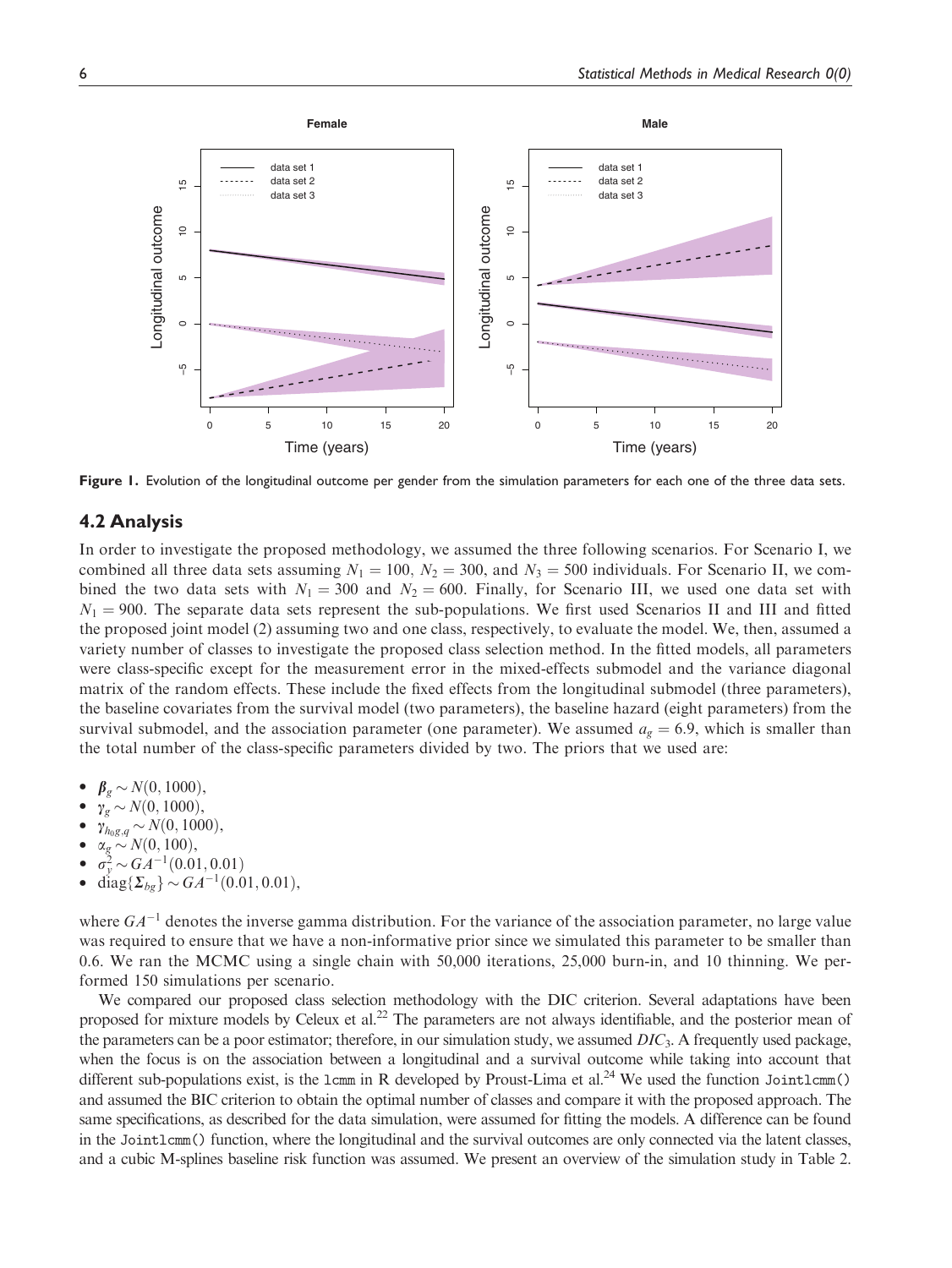Figure 1. Evolution of the longitudinal outcome per gender from the simulation parameters for each one of the three data sets.

## 4.2 Analysis

In order to investigate the proposed methodology, we assumed the three following scenarios. For Scenario I, we combined all three data sets assuming $N_1 = 100$, $N_2 = 300$, and $N_3 = 500$ individuals. For Scenario II, we combined the two data sets with $N_1 = 300$ and $N_2 = 600$. Finally, for Scenario III, we used one data set with $N_1 = 900$. The separate data sets represent the sub-populations. We first used Scenarios II and III and fitted the proposed joint model (2) assuming two and one class, respectively, to evaluate the model. We, then, assumed a variety number of classes to investigate the proposed class selection method. In the fitted models, all parameters were class-specific except for the measurement error in the mixed-effects submodel and the variance diagonal matrix of the random effects. These include the fixed effects from the longitudinal submodel (three parameters), the baseline covariates from the survival model (two parameters), the baseline hazard (eight parameters) from the survival submodel, and the association parameter (one parameter). We assumed $a_g = 6.9$, which is smaller than the total number of the class-specific parameters divided by two. The priors that we used are:

- $\boldsymbol{\beta}_g \sim N(0, 1000)$,
- $\gamma_g \sim N(0, 1000)$,
- $\gamma_{h_0 g,q} \sim N(0, 1000)$,
- $\alpha_g \sim N(0, 100)$,
- $\sigma_y^2 \sim GA^{-1}(0.01, 0.01)$
- $\text{diag}\{\boldsymbol{\Sigma}_{bg}\} \sim GA^{-1}(0.01, 0.01)$,

where $GA^{-1}$ denotes the inverse gamma distribution. For the variance of the association parameter, no large value was required to ensure that we have a non-informative prior since we simulated this parameter to be smaller than 0.6. We ran the MCMC using a single chain with 50,000 iterations, 25,000 burn-in, and 10 thinning. We performed 150 simulations per scenario.

We compared our proposed class selection methodology with the DIC criterion. Several adaptations have been proposed for mixture models by Celeux et al.[22] The parameters are not always identifiable, and the posterior mean of the parameters can be a poor estimator; therefore, in our simulation study, we assumed $DIC_3$. A frequently used package, when the focus is on the association between a longitudinal and a survival outcome while taking into account that different sub-populations exist, is the `lcmm` in R developed by Proust-Lima et al.[24] We used the function `Jointlcmm()` and assumed the BIC criterion to obtain the optimal number of classes and compare it with the proposed approach. The same specifications, as described for the data simulation, were assumed for fitting the models. A difference can be found in the `Jointlcmm()` function, where the longitudinal and the survival outcomes are only connected via the latent classes, and a cubic M-splines baseline risk function was assumed. We present an overview of the simulation study in Table 2.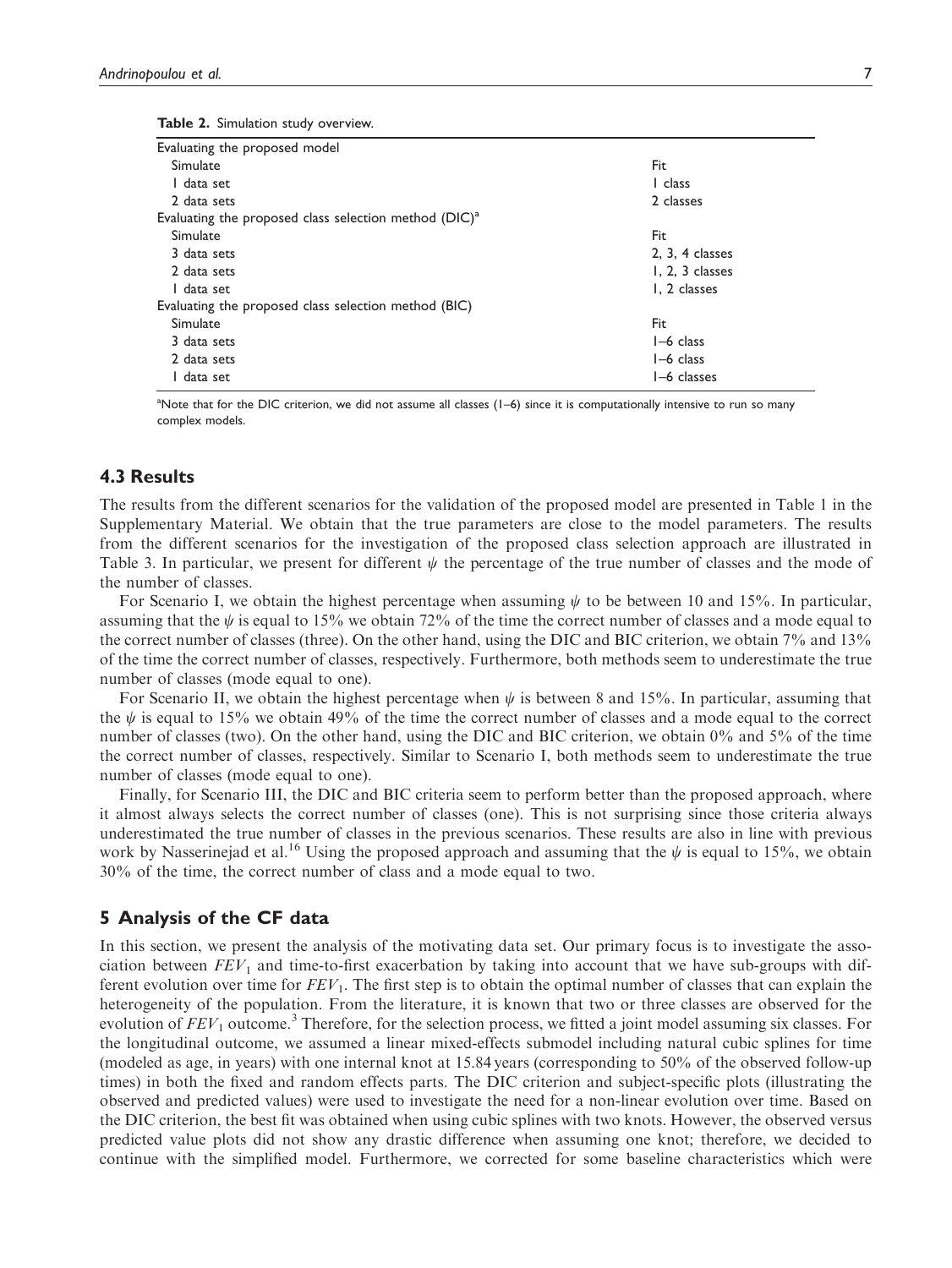**Table 2.** Simulation study overview.

| | |
|---|---|
| Evaluating the proposed model | |
| Simulate | Fit |
| 1 data set | 1 class |
| 2 data sets | 2 classes |
| Evaluating the proposed class selection method (DIC)[a] | |
| Simulate | Fit |
| 3 data sets | 2, 3, 4 classes |
| 2 data sets | 1, 2, 3 classes |
| 1 data set | 1, 2 classes |
| Evaluating the proposed class selection method (BIC) | |
| Simulate | Fit |
| 3 data sets | 1–6 class |
| 2 data sets | 1–6 class |
| 1 data set | 1–6 classes |

[a]Note that for the DIC criterion, we did not assume all classes (1–6) since it is computationally intensive to run so many complex models.

## 4.3 Results

The results from the different scenarios for the validation of the proposed model are presented in Table 1 in the Supplementary Material. We obtain that the true parameters are close to the model parameters. The results from the different scenarios for the investigation of the proposed class selection approach are illustrated in Table 3. In particular, we present for different $\psi$ the percentage of the true number of classes and the mode of the number of classes.

For Scenario I, we obtain the highest percentage when assuming $\psi$ to be between 10 and 15%. In particular, assuming that the $\psi$ is equal to 15% we obtain 72% of the time the correct number of classes and a mode equal to the correct number of classes (three). On the other hand, using the DIC and BIC criterion, we obtain 7% and 13% of the time the correct number of classes, respectively. Furthermore, both methods seem to underestimate the true number of classes (mode equal to one).

For Scenario II, we obtain the highest percentage when $\psi$ is between 8 and 15%. In particular, assuming that the $\psi$ is equal to 15% we obtain 49% of the time the correct number of classes and a mode equal to the correct number of classes (two). On the other hand, using the DIC and BIC criterion, we obtain 0% and 5% of the time the correct number of classes, respectively. Similar to Scenario I, both methods seem to underestimate the true number of classes (mode equal to one).

Finally, for Scenario III, the DIC and BIC criteria seem to perform better than the proposed approach, where it almost always selects the correct number of classes (one). This is not surprising since those criteria always underestimated the true number of classes in the previous scenarios. These results are also in line with previous work by Nasserinejad et al.[16] Using the proposed approach and assuming that the $\psi$ is equal to 15%, we obtain 30% of the time, the correct number of class and a mode equal to two.

## 5 Analysis of the CF data

In this section, we present the analysis of the motivating data set. Our primary focus is to investigate the association between $FEV_1$ and time-to-first exacerbation by taking into account that we have sub-groups with different evolution over time for $FEV_1$. The first step is to obtain the optimal number of classes that can explain the heterogeneity of the population. From the literature, it is known that two or three classes are observed for the evolution of $FEV_1$ outcome.[3] Therefore, for the selection process, we fitted a joint model assuming six classes. For the longitudinal outcome, we assumed a linear mixed-effects submodel including natural cubic splines for time (modeled as age, in years) with one internal knot at 15.84 years (corresponding to 50% of the observed follow-up times) in both the fixed and random effects parts. The DIC criterion and subject-specific plots (illustrating the observed and predicted values) were used to investigate the need for a non-linear evolution over time. Based on the DIC criterion, the best fit was obtained when using cubic splines with two knots. However, the observed versus predicted value plots did not show any drastic difference when assuming one knot; therefore, we decided to continue with the simplified model. Furthermore, we corrected for some baseline characteristics which were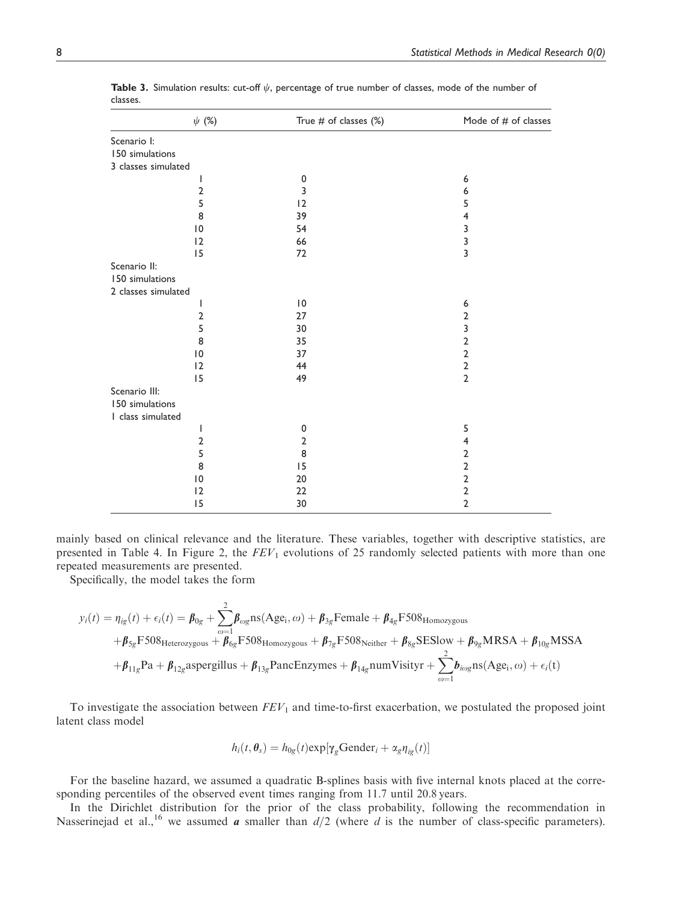**Table 3.** Simulation results: cut-off $\psi$, percentage of true number of classes, mode of the number of classes.

| $\psi$ (%) | True # of classes (%) | Mode of # of classes |
|---|---|---|
| Scenario I: | | |
| 150 simulations | | |
| 3 classes simulated | | |
| 1 | 0 | 6 |
| 2 | 3 | 6 |
| 5 | 12 | 5 |
| 8 | 39 | 4 |
| 10 | 54 | 3 |
| 12 | 66 | 3 |
| 15 | 72 | 3 |
| Scenario II: | | |
| 150 simulations | | |
| 2 classes simulated | | |
| 1 | 10 | 6 |
| 2 | 27 | 2 |
| 5 | 30 | 3 |
| 8 | 35 | 2 |
| 10 | 37 | 2 |
| 12 | 44 | 2 |
| 15 | 49 | 2 |
| Scenario III: | | |
| 150 simulations | | |
| 1 class simulated | | |
| 1 | 0 | 5 |
| 2 | 2 | 4 |
| 5 | 8 | 2 |
| 8 | 15 | 2 |
| 10 | 20 | 2 |
| 12 | 22 | 2 |
| 15 | 30 | 2 |

mainly based on clinical relevance and the literature. These variables, together with descriptive statistics, are presented in Table 4. In Figure 2, the $FEV_1$ evolutions of 25 randomly selected patients with more than one repeated measurements are presented.

Specifically, the model takes the form

$$
\begin{aligned}
y_i(t) = \eta_{ig}(t) + \epsilon_i(t) = \boldsymbol{\beta}_{0g} &+ \sum_{\omega=1}^{2} \boldsymbol{\beta}_{\omega g} \text{ns}(\text{Age}_i, \omega) + \boldsymbol{\beta}_{3g}\text{Female} + \boldsymbol{\beta}_{4g}\text{F508}_{\text{Homozygous}} \\
&+ \boldsymbol{\beta}_{5g}\text{F508}_{\text{Heterozygous}} + \boldsymbol{\beta}_{6g}\text{F508}_{\text{Homozygous}} + \boldsymbol{\beta}_{7g}\text{F508}_{\text{Neither}} + \boldsymbol{\beta}_{8g}\text{SESlow} + \boldsymbol{\beta}_{9g}\text{MRSA} + \boldsymbol{\beta}_{10g}\text{MSSA} \\
&+ \boldsymbol{\beta}_{11g}\text{Pa} + \boldsymbol{\beta}_{12g}\text{aspergillus} + \boldsymbol{\beta}_{13g}\text{PancEnzymes} + \boldsymbol{\beta}_{14g}\text{numVisityr} + \sum_{\omega=1}^{2} \boldsymbol{b}_{i\omega g} \text{ns}(\text{Age}_i, \omega) + \epsilon_i(\text{t})
\end{aligned}
$$

To investigate the association between $FEV_1$ and time-to-first exacerbation, we postulated the proposed joint latent class model

$$
h_i(t, \boldsymbol{\theta}_s) = h_{0g}(t)\exp[\boldsymbol{\gamma}_g \text{Gender}_i + \alpha_g \eta_{ig}(t)]
$$

For the baseline hazard, we assumed a quadratic B-splines basis with five internal knots placed at the corresponding percentiles of the observed event times ranging from 11.7 until 20.8 years.

In the Dirichlet distribution for the prior of the class probability, following the recommendation in Nasserinejad et al.,[16] we assumed $\boldsymbol{a}$ smaller than $d/2$ (where $d$ is the number of class-specific parameters).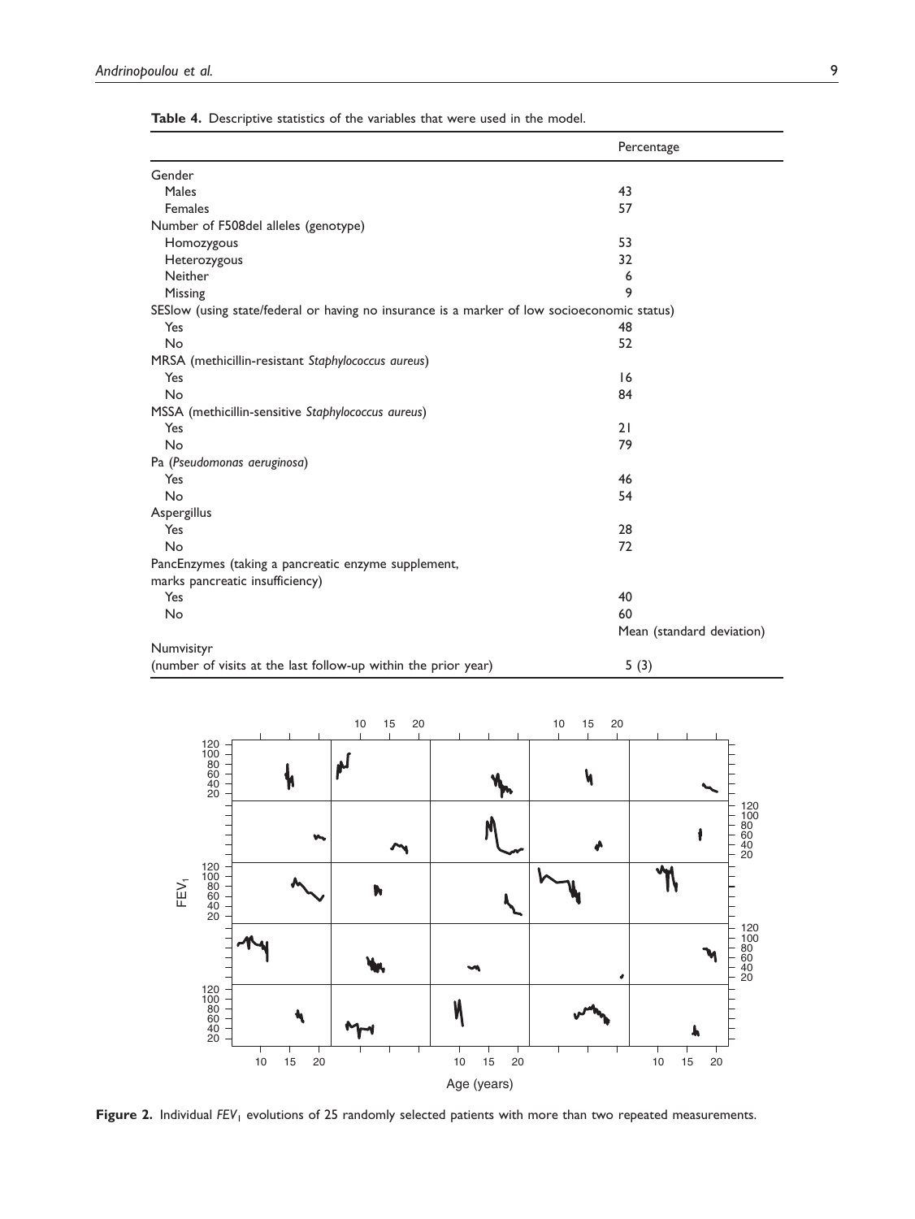**Table 4.** Descriptive statistics of the variables that were used in the model.

| | Percentage |
|---|---|
| Gender | |
| Males | 43 |
| Females | 57 |
| Number of F508del alleles (genotype) | |
| Homozygous | 53 |
| Heterozygous | 32 |
| Neither | 6 |
| Missing | 9 |
| SESlow (using state/federal or having no insurance is a marker of low socioeconomic status) | |
| Yes | 48 |
| No | 52 |
| MRSA (methicillin-resistant *Staphylococcus aureus*) | |
| Yes | 16 |
| No | 84 |
| MSSA (methicillin-sensitive *Staphylococcus aureus*) | |
| Yes | 21 |
| No | 79 |
| Pa (*Pseudomonas aeruginosa*) | |
| Yes | 46 |
| No | 54 |
| Aspergillus | |
| Yes | 28 |
| No | 72 |
| PancEnzymes (taking a pancreatic enzyme supplement, marks pancreatic insufficiency) | |
| Yes | 40 |
| No | 60 |
| | Mean (standard deviation) |
| Numvisityr (number of visits at the last follow-up within the prior year) | 5 (3) |

**Figure 2.** Individual $FEV_1$ evolutions of 25 randomly selected patients with more than two repeated measurements.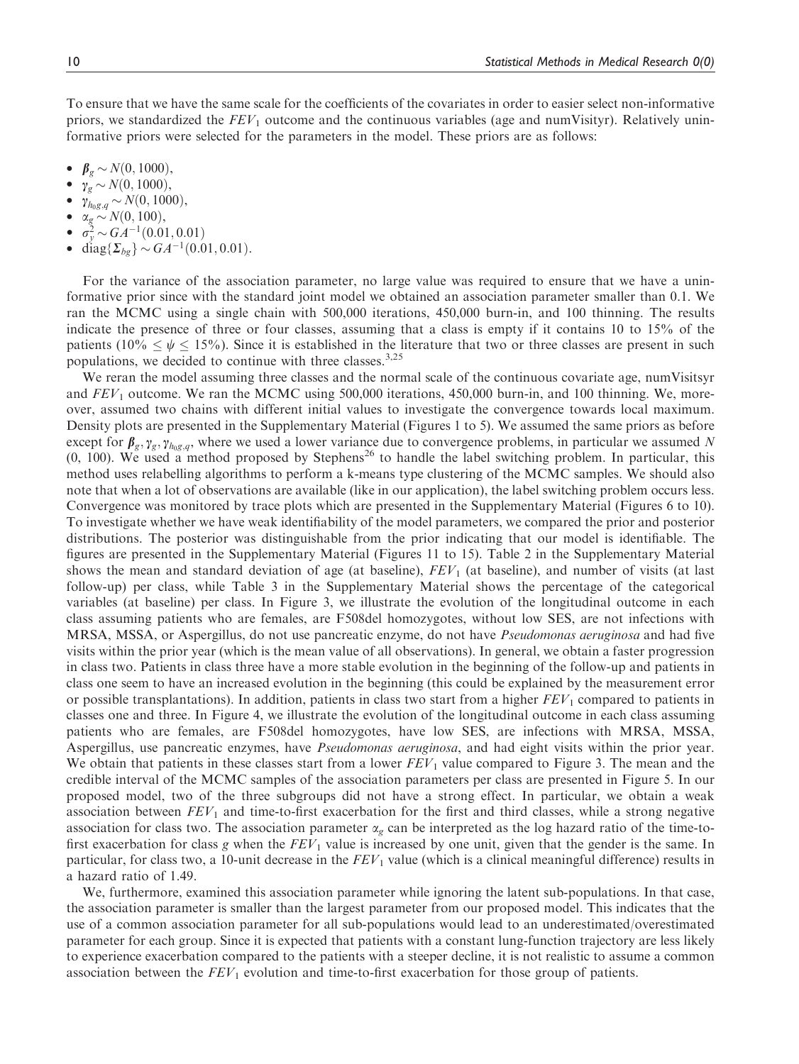To ensure that we have the same scale for the coefficients of the covariates in order to easier select non-informative priors, we standardized the $FEV_1$ outcome and the continuous variables (age and numVisityr). Relatively uninformative priors were selected for the parameters in the model. These priors are as follows:

- $\boldsymbol{\beta}_g \sim N(0, 1000)$,
- $\gamma_g \sim N(0, 1000)$,
- $\gamma_{h_0 g,q} \sim N(0, 1000)$,
- $\alpha_g \sim N(0, 100)$,
- $\sigma_y^2 \sim GA^{-1}(0.01, 0.01)$
- $\text{diag}\{\boldsymbol{\Sigma}_{bg}\} \sim GA^{-1}(0.01, 0.01)$.

For the variance of the association parameter, no large value was required to ensure that we have a uninformative prior since with the standard joint model we obtained an association parameter smaller than 0.1. We ran the MCMC using a single chain with 500,000 iterations, 450,000 burn-in, and 100 thinning. The results indicate the presence of three or four classes, assuming that a class is empty if it contains 10 to 15% of the patients ($10\% \leq \psi \leq 15\%$). Since it is established in the literature that two or three classes are present in such populations, we decided to continue with three classes.[3,25]

We reran the model assuming three classes and the normal scale of the continuous covariate age, numVisitsyr and $FEV_1$ outcome. We ran the MCMC using 500,000 iterations, 450,000 burn-in, and 100 thinning. We, moreover, assumed two chains with different initial values to investigate the convergence towards local maximum. Density plots are presented in the Supplementary Material (Figures 1 to 5). We assumed the same priors as before except for $\boldsymbol{\beta}_g, \gamma_g, \gamma_{h_0 g,q}$, where we used a lower variance due to convergence problems, in particular we assumed $N$ (0, 100). We used a method proposed by Stephens[26] to handle the label switching problem. In particular, this method uses relabelling algorithms to perform a k-means type clustering of the MCMC samples. We should also note that when a lot of observations are available (like in our application), the label switching problem occurs less. Convergence was monitored by trace plots which are presented in the Supplementary Material (Figures 6 to 10). To investigate whether we have weak identifiability of the model parameters, we compared the prior and posterior distributions. The posterior was distinguishable from the prior indicating that our model is identifiable. The figures are presented in the Supplementary Material (Figures 11 to 15). Table 2 in the Supplementary Material shows the mean and standard deviation of age (at baseline), $FEV_1$ (at baseline), and number of visits (at last follow-up) per class, while Table 3 in the Supplementary Material shows the percentage of the categorical variables (at baseline) per class. In Figure 3, we illustrate the evolution of the longitudinal outcome in each class assuming patients who are females, are F508del homozygotes, without low SES, are not infections with MRSA, MSSA, or Aspergillus, do not use pancreatic enzyme, do not have *Pseudomonas aeruginosa* and had five visits within the prior year (which is the mean value of all observations). In general, we obtain a faster progression in class two. Patients in class three have a more stable evolution in the beginning of the follow-up and patients in class one seem to have an increased evolution in the beginning (this could be explained by the measurement error or possible transplantations). In addition, patients in class two start from a higher $FEV_1$ compared to patients in classes one and three. In Figure 4, we illustrate the evolution of the longitudinal outcome in each class assuming patients who are females, are F508del homozygotes, have low SES, are infections with MRSA, MSSA, Aspergillus, use pancreatic enzymes, have *Pseudomonas aeruginosa*, and had eight visits within the prior year. We obtain that patients in these classes start from a lower $FEV_1$ value compared to Figure 3. The mean and the credible interval of the MCMC samples of the association parameters per class are presented in Figure 5. In our proposed model, two of the three subgroups did not have a strong effect. In particular, we obtain a weak association between $FEV_1$ and time-to-first exacerbation for the first and third classes, while a strong negative association for class two. The association parameter $\alpha_g$ can be interpreted as the log hazard ratio of the time-to-first exacerbation for class $g$ when the $FEV_1$ value is increased by one unit, given that the gender is the same. In particular, for class two, a 10-unit decrease in the $FEV_1$ value (which is a clinical meaningful difference) results in a hazard ratio of 1.49.

We, furthermore, examined this association parameter while ignoring the latent sub-populations. In that case, the association parameter is smaller than the largest parameter from our proposed model. This indicates that the use of a common association parameter for all sub-populations would lead to an underestimated/overestimated parameter for each group. Since it is expected that patients with a constant lung-function trajectory are less likely to experience exacerbation compared to the patients with a steeper decline, it is not realistic to assume a common association between the $FEV_1$ evolution and time-to-first exacerbation for those group of patients.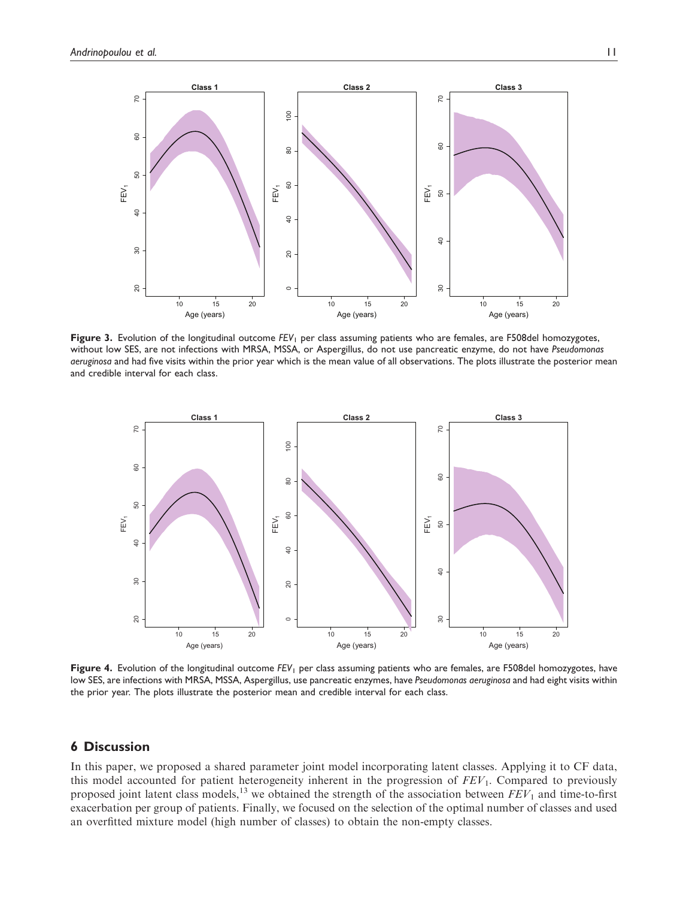**Figure 3.** Evolution of the longitudinal outcome $FEV_1$ per class assuming patients who are females, are F508del homozygotes, without low SES, are not infections with MRSA, MSSA, or Aspergillus, do not use pancreatic enzyme, do not have *Pseudomonas aeruginosa* and had five visits within the prior year which is the mean value of all observations. The plots illustrate the posterior mean and credible interval for each class.

**Figure 4.** Evolution of the longitudinal outcome $FEV_1$ per class assuming patients who are females, are F508del homozygotes, have low SES, are infections with MRSA, MSSA, Aspergillus, use pancreatic enzymes, have *Pseudomonas aeruginosa* and had eight visits within the prior year. The plots illustrate the posterior mean and credible interval for each class.

## 6 Discussion

In this paper, we proposed a shared parameter joint model incorporating latent classes. Applying it to CF data, this model accounted for patient heterogeneity inherent in the progression of $FEV_1$. Compared to previously proposed joint latent class models,[13] we obtained the strength of the association between $FEV_1$ and time-to-first exacerbation per group of patients. Finally, we focused on the selection of the optimal number of classes and used an overfitted mixture model (high number of classes) to obtain the non-empty classes.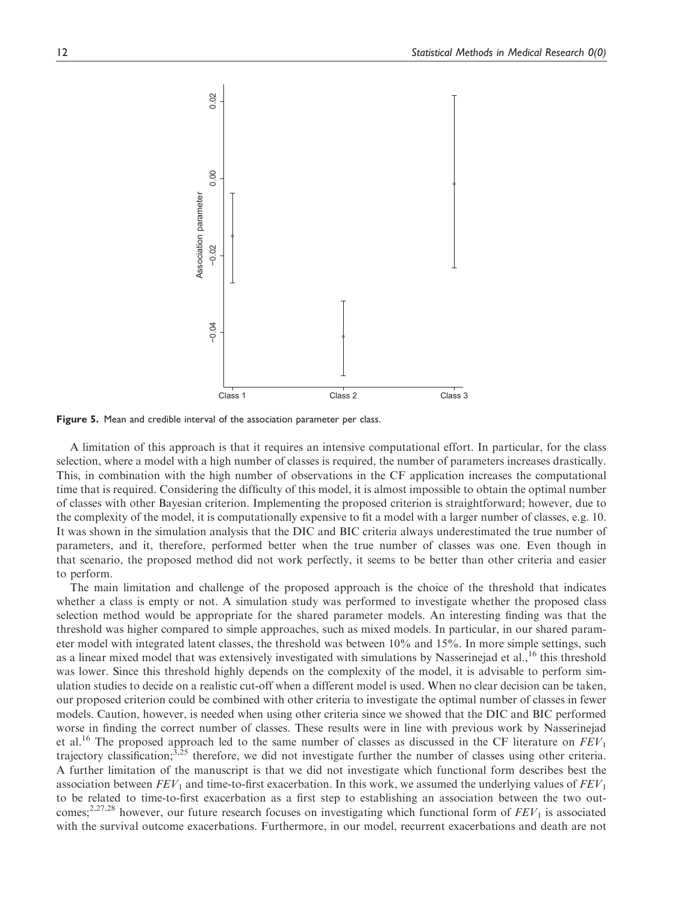**Figure 5.** Mean and credible interval of the association parameter per class.

A limitation of this approach is that it requires an intensive computational effort. In particular, for the class selection, where a model with a high number of classes is required, the number of parameters increases drastically. This, in combination with the high number of observations in the CF application increases the computational time that is required. Considering the difficulty of this model, it is almost impossible to obtain the optimal number of classes with other Bayesian criterion. Implementing the proposed criterion is straightforward; however, due to the complexity of the model, it is computationally expensive to fit a model with a larger number of classes, e.g. 10. It was shown in the simulation analysis that the DIC and BIC criteria always underestimated the true number of parameters, and it, therefore, performed better when the true number of classes was one. Even though in that scenario, the proposed method did not work perfectly, it seems to be better than other criteria and easier to perform.

The main limitation and challenge of the proposed approach is the choice of the threshold that indicates whether a class is empty or not. A simulation study was performed to investigate whether the proposed class selection method would be appropriate for the shared parameter models. An interesting finding was that the threshold was higher compared to simple approaches, such as mixed models. In particular, in our shared parameter model with integrated latent classes, the threshold was between 10% and 15%. In more simple settings, such as a linear mixed model that was extensively investigated with simulations by Nasserinejad et al.,[16] this threshold was lower. Since this threshold highly depends on the complexity of the model, it is advisable to perform simulation studies to decide on a realistic cut-off when a different model is used. When no clear decision can be taken, our proposed criterion could be combined with other criteria to investigate the optimal number of classes in fewer models. Caution, however, is needed when using other criteria since we showed that the DIC and BIC performed worse in finding the correct number of classes. These results were in line with previous work by Nasserinejad et al.[16] The proposed approach led to the same number of classes as discussed in the CF literature on $FEV_1$ trajectory classification;[3,25] therefore, we did not investigate further the number of classes using other criteria. A further limitation of the manuscript is that we did not investigate which functional form describes best the association between $FEV_1$ and time-to-first exacerbation. In this work, we assumed the underlying values of $FEV_1$ to be related to time-to-first exacerbation as a first step to establishing an association between the two outcomes;[2,27,28] however, our future research focuses on investigating which functional form of $FEV_1$ is associated with the survival outcome exacerbations. Furthermore, in our model, recurrent exacerbations and death are not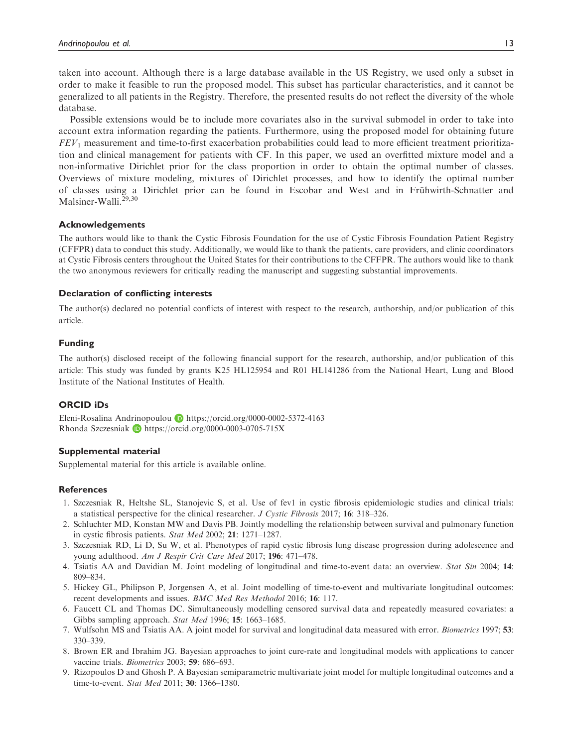taken into account. Although there is a large database available in the US Registry, we used only a subset in order to make it feasible to run the proposed model. This subset has particular characteristics, and it cannot be generalized to all patients in the Registry. Therefore, the presented results do not reflect the diversity of the whole database.

Possible extensions would be to include more covariates also in the survival submodel in order to take into account extra information regarding the patients. Furthermore, using the proposed model for obtaining future $FEV_1$ measurement and time-to-first exacerbation probabilities could lead to more efficient treatment prioritization and clinical management for patients with CF. In this paper, we used an overfitted mixture model and a non-informative Dirichlet prior for the class proportion in order to obtain the optimal number of classes. Overviews of mixture modeling, mixtures of Dirichlet processes, and how to identify the optimal number of classes using a Dirichlet prior can be found in Escobar and West and in Frühwirth-Schnatter and Malsiner-Walli.[29,30]

## Acknowledgements

The authors would like to thank the Cystic Fibrosis Foundation for the use of Cystic Fibrosis Foundation Patient Registry (CFFPR) data to conduct this study. Additionally, we would like to thank the patients, care providers, and clinic coordinators at Cystic Fibrosis centers throughout the United States for their contributions to the CFFPR. The authors would like to thank the two anonymous reviewers for critically reading the manuscript and suggesting substantial improvements.

## Declaration of conflicting interests

The author(s) declared no potential conflicts of interest with respect to the research, authorship, and/or publication of this article.

## Funding

The author(s) disclosed receipt of the following financial support for the research, authorship, and/or publication of this article: This study was funded by grants K25 HL125954 and R01 HL141286 from the National Heart, Lung and Blood Institute of the National Institutes of Health.

## ORCID iDs

Eleni-Rosalina Andrinopoulou https://orcid.org/0000-0002-5372-4163
Rhonda Szczesniak https://orcid.org/0000-0003-0705-715X

## Supplemental material

Supplemental material for this article is available online.

## References

1. Szczesniak R, Heltshe SL, Stanojevic S, et al. Use of fev1 in cystic fibrosis epidemiologic studies and clinical trials: a statistical perspective for the clinical researcher. *J Cystic Fibrosis* 2017; **16**: 318–326.
2. Schluchter MD, Konstan MW and Davis PB. Jointly modelling the relationship between survival and pulmonary function in cystic fibrosis patients. *Stat Med* 2002; **21**: 1271–1287.
3. Szczesniak RD, Li D, Su W, et al. Phenotypes of rapid cystic fibrosis lung disease progression during adolescence and young adulthood. *Am J Respir Crit Care Med* 2017; **196**: 471–478.
4. Tsiatis AA and Davidian M. Joint modeling of longitudinal and time-to-event data: an overview. *Stat Sin* 2004; **14**: 809–834.
5. Hickey GL, Philipson P, Jorgensen A, et al. Joint modelling of time-to-event and multivariate longitudinal outcomes: recent developments and issues. *BMC Med Res Methodol* 2016; **16**: 117.
6. Faucett CL and Thomas DC. Simultaneously modelling censored survival data and repeatedly measured covariates: a Gibbs sampling approach. *Stat Med* 1996; **15**: 1663–1685.
7. Wulfsohn MS and Tsiatis AA. A joint model for survival and longitudinal data measured with error. *Biometrics* 1997; **53**: 330–339.
8. Brown ER and Ibrahim JG. Bayesian approaches to joint cure-rate and longitudinal models with applications to cancer vaccine trials. *Biometrics* 2003; **59**: 686–693.
9. Rizopoulos D and Ghosh P. A Bayesian semiparametric multivariate joint model for multiple longitudinal outcomes and a time-to-event. *Stat Med* 2011; **30**: 1366–1380.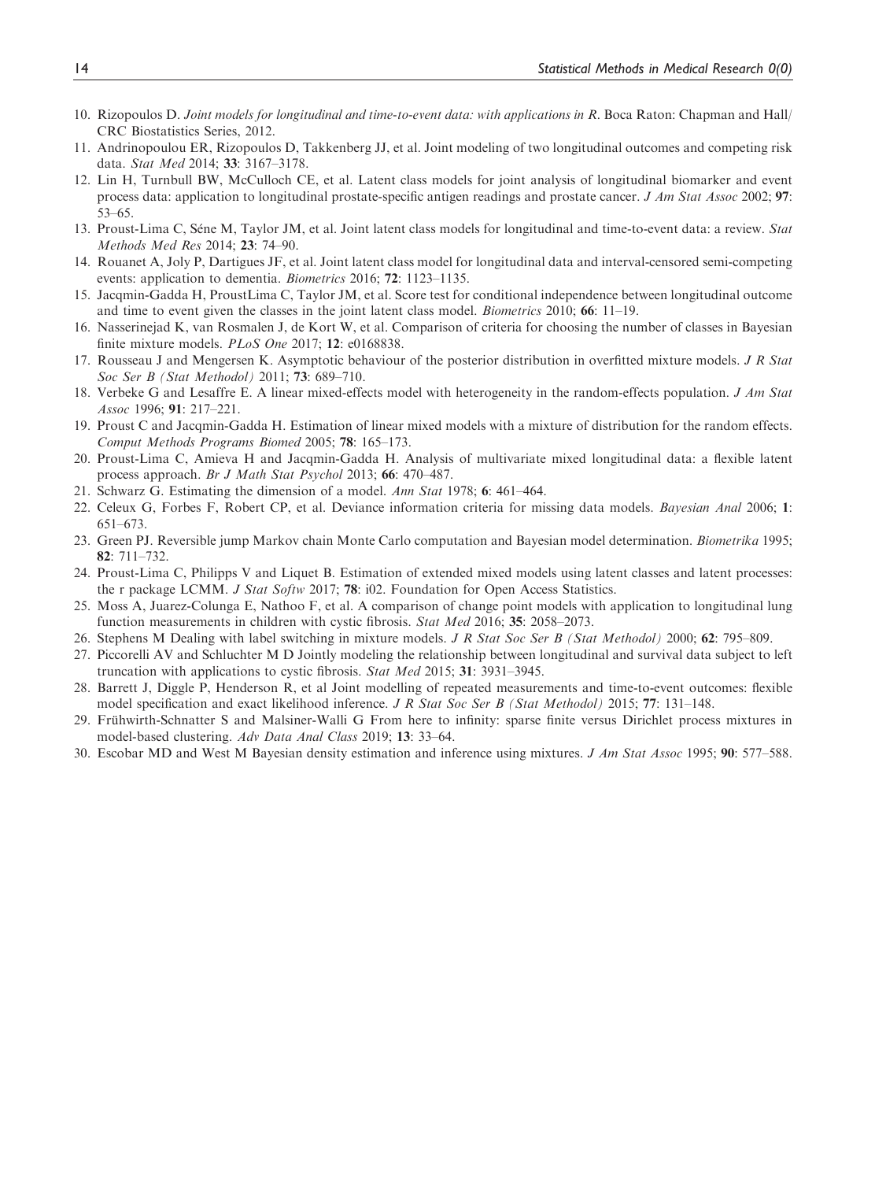10. Rizopoulos D. *Joint models for longitudinal and time-to-event data: with applications in R*. Boca Raton: Chapman and Hall/CRC Biostatistics Series, 2012.
11. Andrinopoulou ER, Rizopoulos D, Takkenberg JJ, et al. Joint modeling of two longitudinal outcomes and competing risk data. *Stat Med* 2014; **33**: 3167–3178.
12. Lin H, Turnbull BW, McCulloch CE, et al. Latent class models for joint analysis of longitudinal biomarker and event process data: application to longitudinal prostate-specific antigen readings and prostate cancer. *J Am Stat Assoc* 2002; **97**: 53–65.
13. Proust-Lima C, Séne M, Taylor JM, et al. Joint latent class models for longitudinal and time-to-event data: a review. *Stat Methods Med Res* 2014; **23**: 74–90.
14. Rouanet A, Joly P, Dartigues JF, et al. Joint latent class model for longitudinal data and interval-censored semi-competing events: application to dementia. *Biometrics* 2016; **72**: 1123–1135.
15. Jacqmin-Gadda H, ProustLima C, Taylor JM, et al. Score test for conditional independence between longitudinal outcome and time to event given the classes in the joint latent class model. *Biometrics* 2010; **66**: 11–19.
16. Nasserinejad K, van Rosmalen J, de Kort W, et al. Comparison of criteria for choosing the number of classes in Bayesian finite mixture models. *PLoS One* 2017; **12**: e0168838.
17. Rousseau J and Mengersen K. Asymptotic behaviour of the posterior distribution in overfitted mixture models. *J R Stat Soc Ser B (Stat Methodol)* 2011; **73**: 689–710.
18. Verbeke G and Lesaffre E. A linear mixed-effects model with heterogeneity in the random-effects population. *J Am Stat Assoc* 1996; **91**: 217–221.
19. Proust C and Jacqmin-Gadda H. Estimation of linear mixed models with a mixture of distribution for the random effects. *Comput Methods Programs Biomed* 2005; **78**: 165–173.
20. Proust-Lima C, Amieva H and Jacqmin-Gadda H. Analysis of multivariate mixed longitudinal data: a flexible latent process approach. *Br J Math Stat Psychol* 2013; **66**: 470–487.
21. Schwarz G. Estimating the dimension of a model. *Ann Stat* 1978; **6**: 461–464.
22. Celeux G, Forbes F, Robert CP, et al. Deviance information criteria for missing data models. *Bayesian Anal* 2006; **1**: 651–673.
23. Green PJ. Reversible jump Markov chain Monte Carlo computation and Bayesian model determination. *Biometrika* 1995; **82**: 711–732.
24. Proust-Lima C, Philipps V and Liquet B. Estimation of extended mixed models using latent classes and latent processes: the r package LCMM. *J Stat Softw* 2017; **78**: i02. Foundation for Open Access Statistics.
25. Moss A, Juarez-Colunga E, Nathoo F, et al. A comparison of change point models with application to longitudinal lung function measurements in children with cystic fibrosis. *Stat Med* 2016; **35**: 2058–2073.
26. Stephens M Dealing with label switching in mixture models. *J R Stat Soc Ser B (Stat Methodol)* 2000; **62**: 795–809.
27. Piccorelli AV and Schluchter M D Jointly modeling the relationship between longitudinal and survival data subject to left truncation with applications to cystic fibrosis. *Stat Med* 2015; **31**: 3931–3945.
28. Barrett J, Diggle P, Henderson R, et al Joint modelling of repeated measurements and time-to-event outcomes: flexible model specification and exact likelihood inference. *J R Stat Soc Ser B (Stat Methodol)* 2015; **77**: 131–148.
29. Frühwirth-Schnatter S and Malsiner-Walli G From here to infinity: sparse finite versus Dirichlet process mixtures in model-based clustering. *Adv Data Anal Class* 2019; **13**: 33–64.
30. Escobar MD and West M Bayesian density estimation and inference using mixtures. *J Am Stat Assoc* 1995; **90**: 577–588.